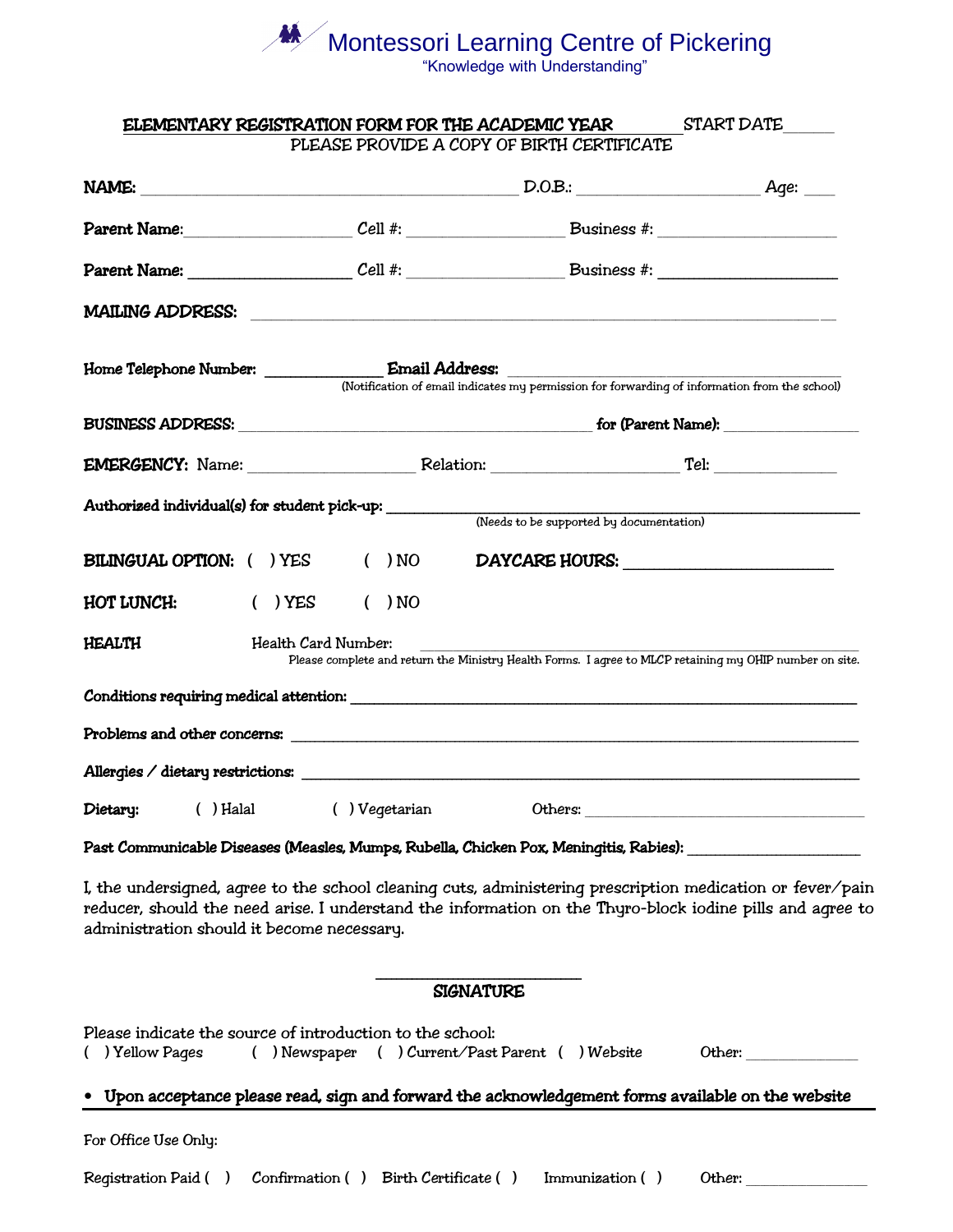# Montessori Learning Centre of Pickering

"Knowledge with Understanding"

**ELEMENTARY REGISTRATION FORM FOR THE ACADEMIC YEAR ________ START DATE______**

PLEASE PROVIDE A COPY OF BIRTH CERTIFICATE

**NAME:** ________________________________________ D.O.B.: ____________________ Age: ____

**Parent Name:** __________________ Cell #: __________________ Business #: ____________________

**Parent Name:** __________________ Cell #: __________________ Business #: ____________________

**MAILING ADDRESS:** ______________________________________________________________________

**Home Telephone Number:** _____________ **Email Address:** ______________________________________

(Notification of email indicates my permission for forwarding of information from the school)

**BUSINESS ADDRESS:** ________________________________________ **for (Parent Name):** _______________

**EMERGENCY:** Name: ___________________ Relation: ____________________ Tel: _____________

**Authorized individual(s) for student pick-up:** ________________________________________________

(Needs to be supported by documentation)

**BILINGUAL OPTION:** ( ) YES ( ) NO **DAYCARE HOURS:** ______________________

**HOT LUNCH:** ( ) YES ( ) NO

**HEALTH** Health Card Number: ______________________________________________

Please complete and return the Ministry Health Forms. I agree to MLCP retaining my OHIP number on site.

**Conditions requiring medical attention:** ______________________________________________________

**Problems and other concerns:** ______________________________________________________________

**Allergies / dietary restrictions:** ____________________________________________________________

**Dietary:** ( ) Halal ( ) Vegetarian Others: _________________________________

**Past Communicable Diseases (Measles, Mumps, Rubella, Chicken Pox, Meningitis, Rabies):** ____________________

I, the undersigned, agree to the school cleaning cuts, administering prescription medication or fever/pain reducer, should the need arise. I understand the information on the Thyro-block iodine pills and agree to administration should it become necessary.

_______________________

**SIGNATURE**

Please indicate the source of introduction to the school:

( ) Yellow Pages ( ) Newspaper ( ) Current/Past Parent ( ) Website Other: _____________

- **Upon acceptance please read, sign and forward the acknowledgement forms available on the website**

---

For Office Use Only:

Registration Paid ( ) Confirmation ( ) Birth Certificate ( ) Immunization ( ) Other: _______________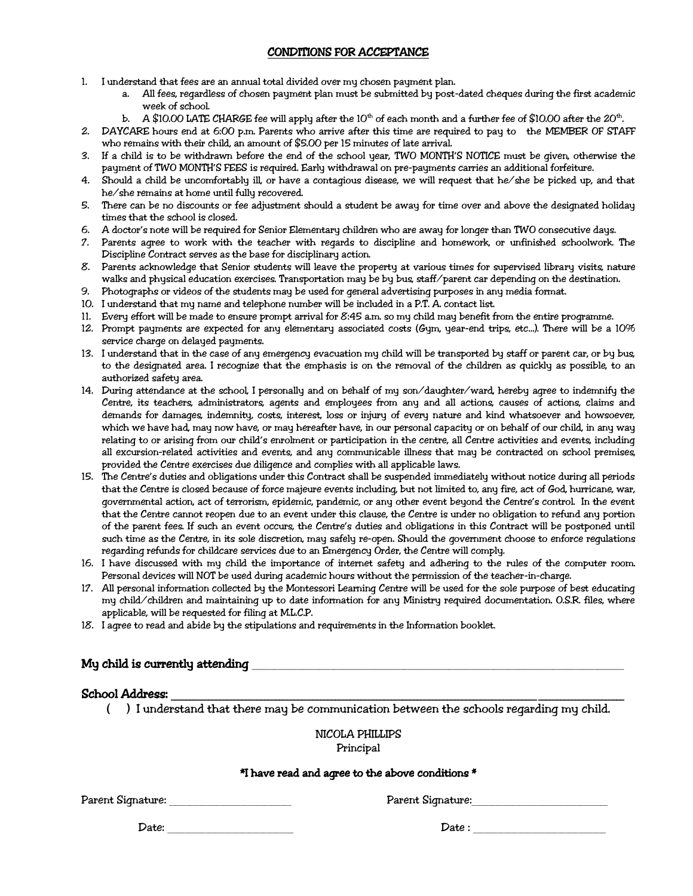## CONDITIONS FOR ACCEPTANCE

1. I understand that fees are an annual total divided over my chosen payment plan.
   a. All fees, regardless of chosen payment plan must be submitted by post-dated cheques during the first academic week of school.
   b. A $10.00 LATE CHARGE fee will apply after the 10th of each month and a further fee of $10.00 after the 20th.
2. DAYCARE hours end at 6:00 p.m. Parents who arrive after this time are required to pay to the MEMBER OF STAFF who remains with their child, an amount of $5.00 per 15 minutes of late arrival.
3. If a child is to be withdrawn before the end of the school year, TWO MONTH'S NOTICE must be given, otherwise the payment of TWO MONTH'S FEES is required. Early withdrawal on pre-payments carries an additional forfeiture.
4. Should a child be uncomfortably ill, or have a contagious disease, we will request that he/she be picked up, and that he/she remains at home until fully recovered.
5. There can be no discounts or fee adjustment should a student be away for time over and above the designated holiday times that the school is closed.
6. A doctor's note will be required for Senior Elementary children who are away for longer than TWO consecutive days.
7. Parents agree to work with the teacher with regards to discipline and homework, or unfinished schoolwork. The Discipline Contract serves as the base for disciplinary action.
8. Parents acknowledge that Senior students will leave the property at various times for supervised library visits, nature walks and physical education exercises. Transportation may be by bus, staff/parent car depending on the destination.
9. Photographs or videos of the students may be used for general advertising purposes in any media format.
10. I understand that my name and telephone number will be included in a P.T. A. contact list.
11. Every effort will be made to ensure prompt arrival for 8:45 a.m. so my child may benefit from the entire programme.
12. Prompt payments are expected for any elementary associated costs (Gym, year-end trips, etc...). There will be a 10% service charge on delayed payments.
13. I understand that in the case of any emergency evacuation my child will be transported by staff or parent car, or by bus, to the designated area. I recognize that the emphasis is on the removal of the children as quickly as possible, to an authorized safety area.
14. During attendance at the school, I personally and on behalf of my son/daughter/ward, hereby agree to indemnify the Centre, its teachers, administrators, agents and employees from any and all actions, causes of actions, claims and demands for damages, indemnity, costs, interest, loss or injury of every nature and kind whatsoever and howsoever, which we have had, may now have, or may hereafter have, in our personal capacity or on behalf of our child, in any way relating to or arising from our child's enrolment or participation in the centre, all Centre activities and events, including all excursion-related activities and events, and any communicable illness that may be contracted on school premises, provided the Centre exercises due diligence and complies with all applicable laws.
15. The Centre's duties and obligations under this Contract shall be suspended immediately without notice during all periods that the Centre is closed because of force majeure events including, but not limited to, any fire, act of God, hurricane, war, governmental action, act of terrorism, epidemic, pandemic, or any other event beyond the Centre's control. In the event that the Centre cannot reopen due to an event under this clause, the Centre is under no obligation to refund any portion of the parent fees. If such an event occurs, the Centre's duties and obligations in this Contract will be postponed until such time as the Centre, in its sole discretion, may safely re-open. Should the government choose to enforce regulations regarding refunds for childcare services due to an Emergency Order, the Centre will comply.
16. I have discussed with my child the importance of internet safety and adhering to the rules of the computer room. Personal devices will NOT be used during academic hours without the permission of the teacher-in-charge.
17. All personal information collected by the Montessori Learning Centre will be used for the sole purpose of best educating my child/children and maintaining up to date information for any Ministry required documentation. O.S.R. files, where applicable, will be requested for filing at M.L.C.P.
18. I agree to read and abide by the stipulations and requirements in the Information booklet.

**My child is currently attending** ______________________________________________

**School Address:** ______________________________________________

( ) I understand that there may be communication between the schools regarding my child.

NICOLA PHILLIPS
Principal

**\*I have read and agree to the above conditions \***

Parent Signature: ______________________ Parent Signature: ______________________

Date: ______________________ Date : ______________________